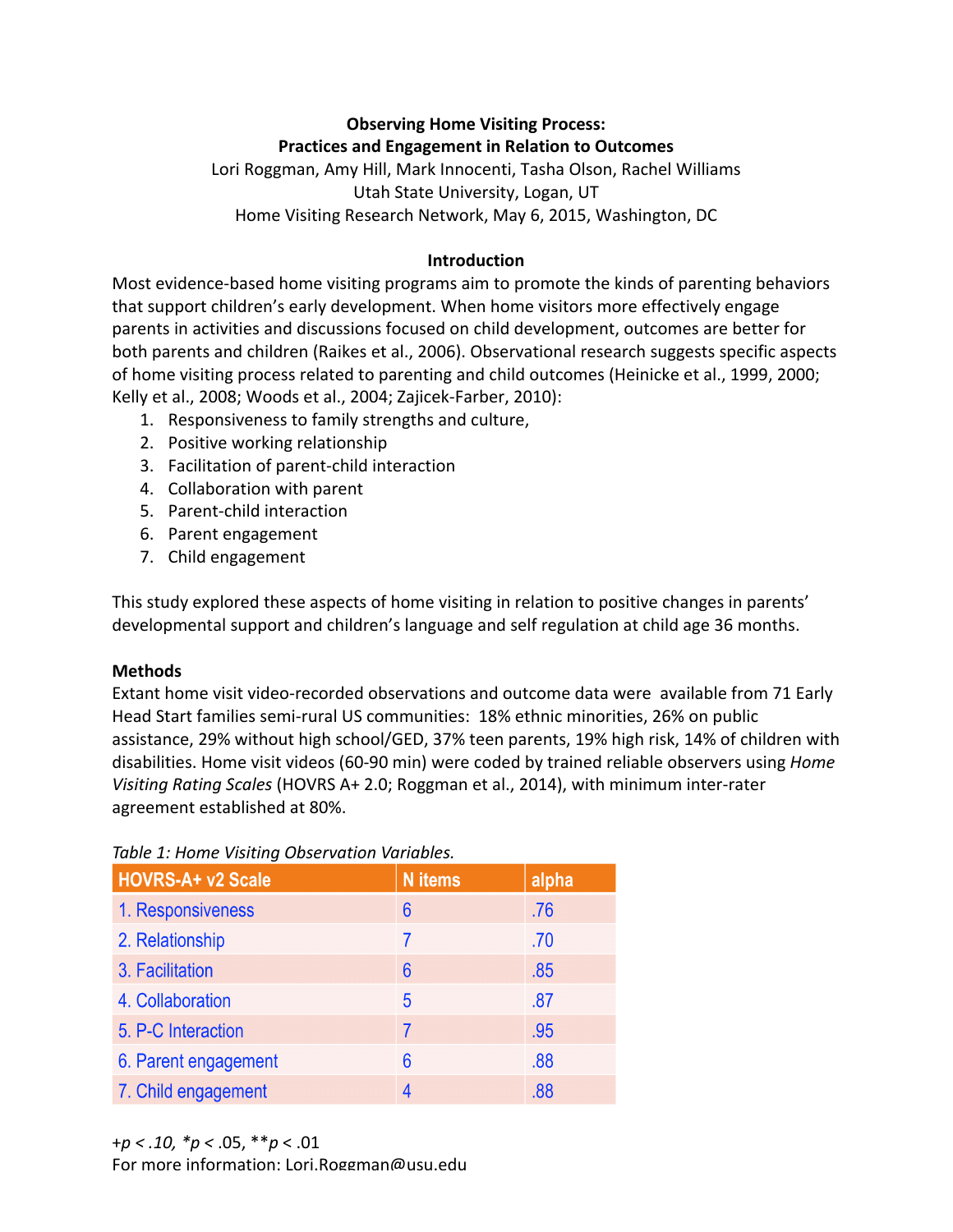**Observing Home Visiting Process:**
**Practices and Engagement in Relation to Outcomes**

Lori Roggman, Amy Hill, Mark Innocenti, Tasha Olson, Rachel Williams
Utah State University, Logan, UT
Home Visiting Research Network, May 6, 2015, Washington, DC

## Introduction

Most evidence-based home visiting programs aim to promote the kinds of parenting behaviors that support children's early development. When home visitors more effectively engage parents in activities and discussions focused on child development, outcomes are better for both parents and children (Raikes et al., 2006). Observational research suggests specific aspects of home visiting process related to parenting and child outcomes (Heinicke et al., 1999, 2000; Kelly et al., 2008; Woods et al., 2004; Zajicek-Farber, 2010):

1. Responsiveness to family strengths and culture,
2. Positive working relationship
3. Facilitation of parent-child interaction
4. Collaboration with parent
5. Parent-child interaction
6. Parent engagement
7. Child engagement

This study explored these aspects of home visiting in relation to positive changes in parents' developmental support and children's language and self regulation at child age 36 months.

## Methods

Extant home visit video-recorded observations and outcome data were available from 71 Early Head Start families semi-rural US communities: 18% ethnic minorities, 26% on public assistance, 29% without high school/GED, 37% teen parents, 19% high risk, 14% of children with disabilities. Home visit videos (60-90 min) were coded by trained reliable observers using *Home Visiting Rating Scales* (HOVRS A+ 2.0; Roggman et al., 2014), with minimum inter-rater agreement established at 80%.

*Table 1: Home Visiting Observation Variables.*

| HOVRS-A+ v2 Scale | N items | alpha |
|---|---|---|
| 1. Responsiveness | 6 | .76 |
| 2. Relationship | 7 | .70 |
| 3. Facilitation | 6 | .85 |
| 4. Collaboration | 5 | .87 |
| 5. P-C Interaction | 7 | .95 |
| 6. Parent engagement | 6 | .88 |
| 7. Child engagement | 4 | .88 |

+$p < .10$, \*$p < .05$, \*\*$p < .01$

For more information: Lori.Roggman@usu.edu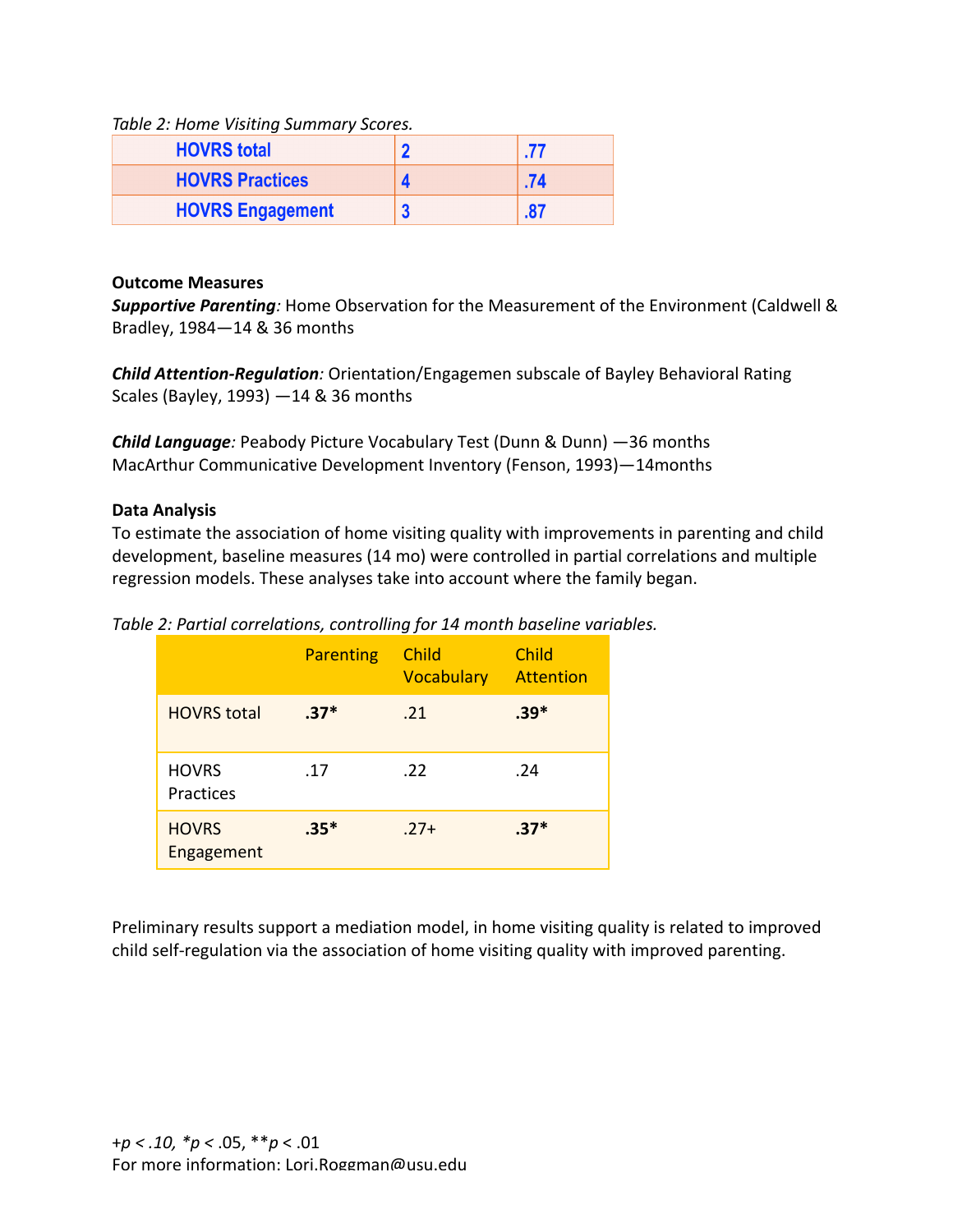*Table 2: Home Visiting Summary Scores.*

| | | |
|---|---|---|
| **HOVRS total** | **2** | **.77** |
| **HOVRS Practices** | **4** | **.74** |
| **HOVRS Engagement** | **3** | **.87** |

**Outcome Measures**

***Supportive Parenting****:* Home Observation for the Measurement of the Environment (Caldwell & Bradley, 1984—14 & 36 months

***Child Attention-Regulation****:* Orientation/Engagemen subscale of Bayley Behavioral Rating Scales (Bayley, 1993) —14 & 36 months

***Child Language****:* Peabody Picture Vocabulary Test (Dunn & Dunn) —36 months
MacArthur Communicative Development Inventory (Fenson, 1993)—14months

**Data Analysis**

To estimate the association of home visiting quality with improvements in parenting and child development, baseline measures (14 mo) were controlled in partial correlations and multiple regression models. These analyses take into account where the family began.

*Table 2: Partial correlations, controlling for 14 month baseline variables.*

| | Parenting | Child Vocabulary | Child Attention |
|---|---|---|---|
| HOVRS total | **.37*** | .21 | **.39*** |
| HOVRS Practices | .17 | .22 | .24 |
| HOVRS Engagement | **.35*** | .27+ | **.37*** |

Preliminary results support a mediation model, in home visiting quality is related to improved child self-regulation via the association of home visiting quality with improved parenting.

+*p* < *.10,* **p* < .05, ***p* < .01
For more information: Lori.Roggman@usu.edu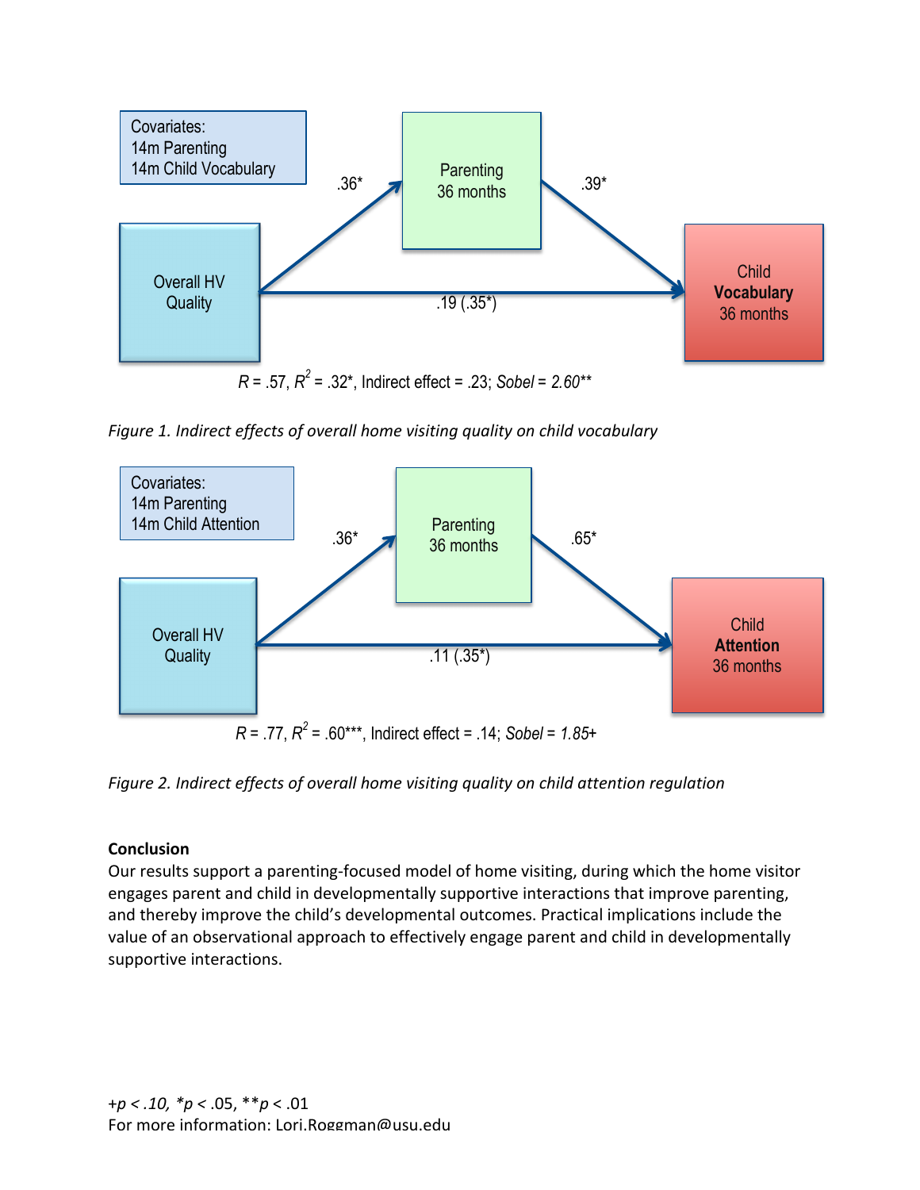Covariates:
14m Parenting
14m Child Vocabulary

Overall HV Quality

Parenting 36 months

Child **Vocabulary** 36 months

.36*

.39*

.19 (.35*)

$R$ = .57, $R^2$ = .32*, Indirect effect = .23; *Sobel* = *2.60***

*Figure 1. Indirect effects of overall home visiting quality on child vocabulary*

Covariates:
14m Parenting
14m Child Attention

Overall HV Quality

Parenting 36 months

Child **Attention** 36 months

.36*

.65*

.11 (.35*)

$R$ = .77, $R^2$ = .60***, Indirect effect = .14; *Sobel* = *1.85*+

*Figure 2. Indirect effects of overall home visiting quality on child attention regulation*

**Conclusion**

Our results support a parenting-focused model of home visiting, during which the home visitor engages parent and child in developmentally supportive interactions that improve parenting, and thereby improve the child's developmental outcomes. Practical implications include the value of an observational approach to effectively engage parent and child in developmentally supportive interactions.

*+p < .10, *p* < .05, ***p* < .01

For more information: Lori.Roggman@usu.edu